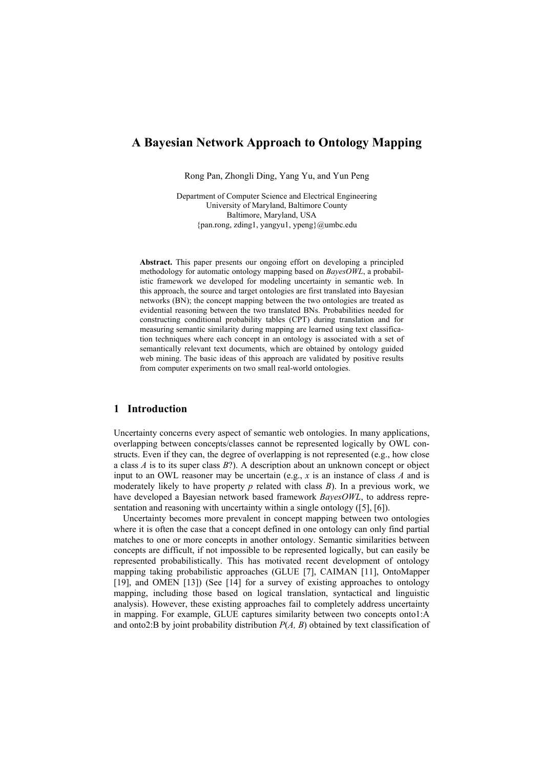# A Bayesian Network Approach to Ontology Mapping

Rong Pan, Zhongli Ding, Yang Yu, and Yun Peng

Department of Computer Science and Electrical Engineering
University of Maryland, Baltimore County
Baltimore, Maryland, USA
{pan.rong, zding1, yangyu1, ypeng}@umbc.edu

**Abstract.** This paper presents our ongoing effort on developing a principled methodology for automatic ontology mapping based on *BayesOWL*, a probabilistic framework we developed for modeling uncertainty in semantic web. In this approach, the source and target ontologies are first translated into Bayesian networks (BN); the concept mapping between the two ontologies are treated as evidential reasoning between the two translated BNs. Probabilities needed for constructing conditional probability tables (CPT) during translation and for measuring semantic similarity during mapping are learned using text classification techniques where each concept in an ontology is associated with a set of semantically relevant text documents, which are obtained by ontology guided web mining. The basic ideas of this approach are validated by positive results from computer experiments on two small real-world ontologies.

## 1 Introduction

Uncertainty concerns every aspect of semantic web ontologies. In many applications, overlapping between concepts/classes cannot be represented logically by OWL constructs. Even if they can, the degree of overlapping is not represented (e.g., how close a class *A* is to its super class *B*?). A description about an unknown concept or object input to an OWL reasoner may be uncertain (e.g., *x* is an instance of class *A* and is moderately likely to have property *p* related with class *B*). In a previous work, we have developed a Bayesian network based framework *BayesOWL*, to address representation and reasoning with uncertainty within a single ontology ([5], [6]).

Uncertainty becomes more prevalent in concept mapping between two ontologies where it is often the case that a concept defined in one ontology can only find partial matches to one or more concepts in another ontology. Semantic similarities between concepts are difficult, if not impossible to be represented logically, but can easily be represented probabilistically. This has motivated recent development of ontology mapping taking probabilistic approaches (GLUE [7], CAIMAN [11], OntoMapper [19], and OMEN [13]) (See [14] for a survey of existing approaches to ontology mapping, including those based on logical translation, syntactical and linguistic analysis). However, these existing approaches fail to completely address uncertainty in mapping. For example, GLUE captures similarity between two concepts onto1:A and onto2:B by joint probability distribution $P(A, B)$ obtained by text classification of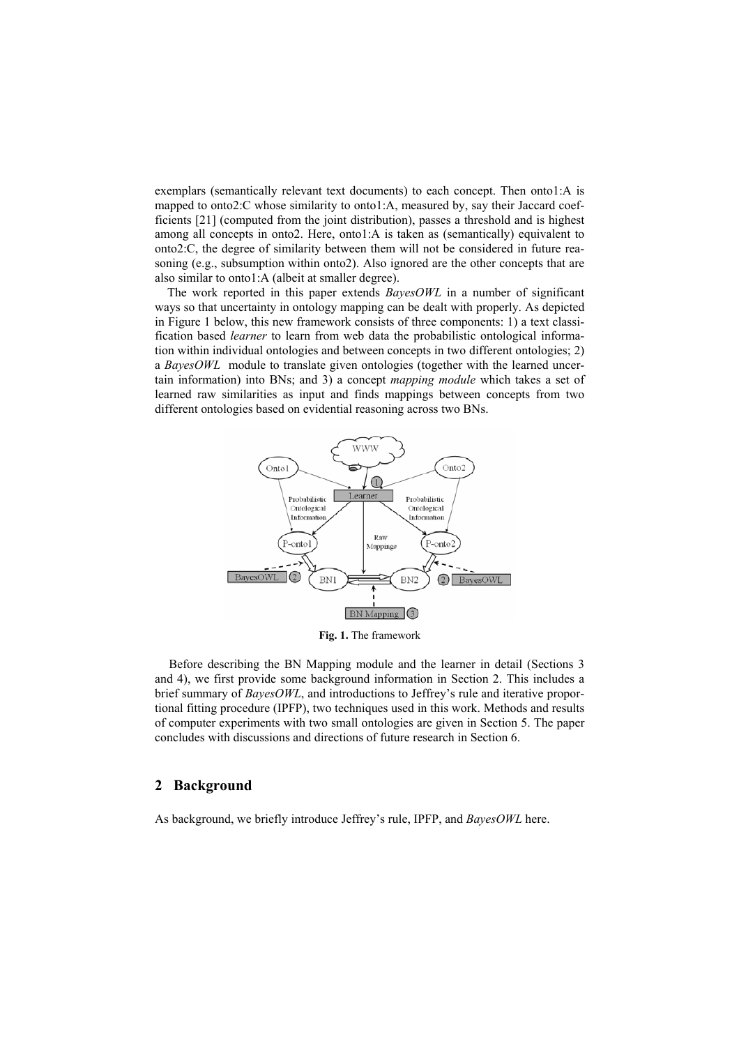exemplars (semantically relevant text documents) to each concept. Then onto1:A is mapped to onto2:C whose similarity to onto1:A, measured by, say their Jaccard coefficients [21] (computed from the joint distribution), passes a threshold and is highest among all concepts in onto2. Here, onto1:A is taken as (semantically) equivalent to onto2:C, the degree of similarity between them will not be considered in future reasoning (e.g., subsumption within onto2). Also ignored are the other concepts that are also similar to onto1:A (albeit at smaller degree).

The work reported in this paper extends *BayesOWL* in a number of significant ways so that uncertainty in ontology mapping can be dealt with properly. As depicted in Figure 1 below, this new framework consists of three components: 1) a text classification based *learner* to learn from web data the probabilistic ontological information within individual ontologies and between concepts in two different ontologies; 2) a *BayesOWL* module to translate given ontologies (together with the learned uncertain information) into BNs; and 3) a concept *mapping module* which takes a set of learned raw similarities as input and finds mappings between concepts from two different ontologies based on evidential reasoning across two BNs.

**Fig. 1.** The framework

Before describing the BN Mapping module and the learner in detail (Sections 3 and 4), we first provide some background information in Section 2. This includes a brief summary of *BayesOWL*, and introductions to Jeffrey's rule and iterative proportional fitting procedure (IPFP), two techniques used in this work. Methods and results of computer experiments with two small ontologies are given in Section 5. The paper concludes with discussions and directions of future research in Section 6.

## 2 Background

As background, we briefly introduce Jeffrey's rule, IPFP, and *BayesOWL* here.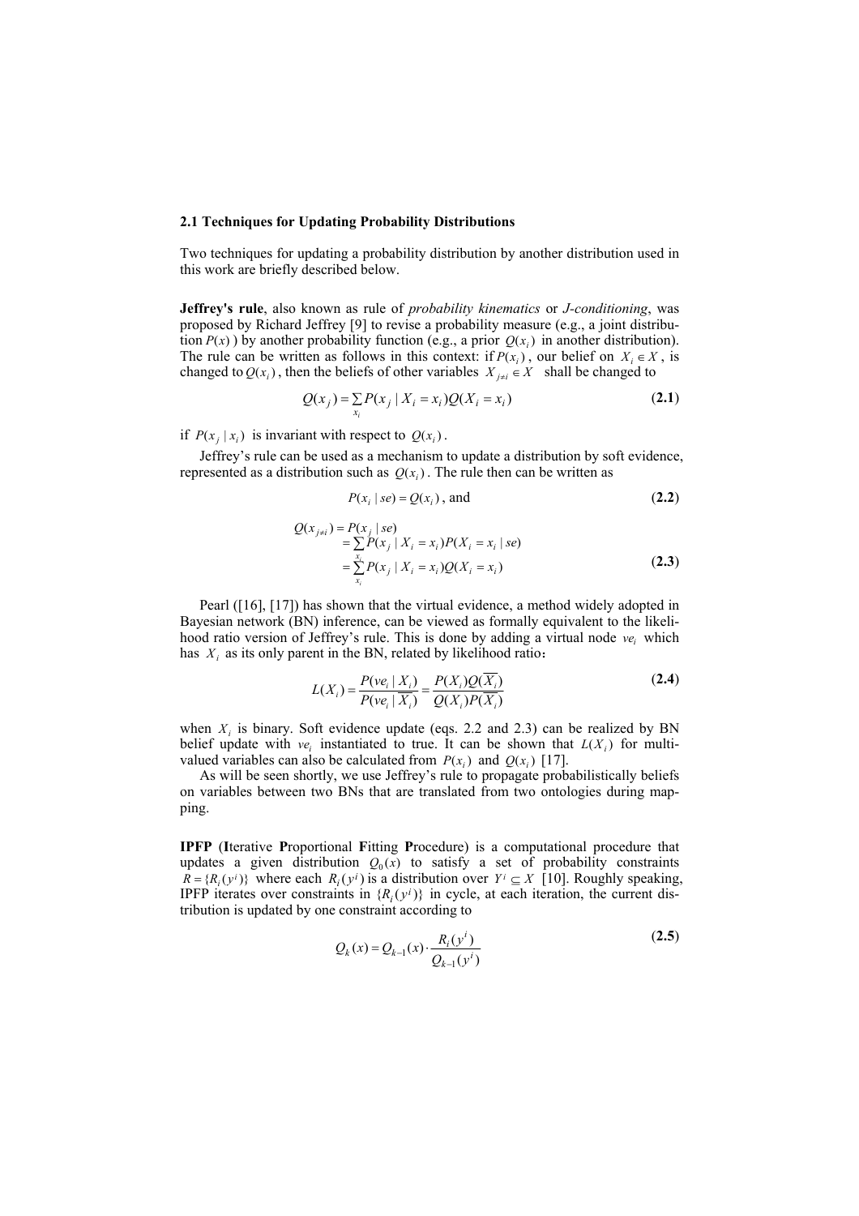### 2.1 Techniques for Updating Probability Distributions

Two techniques for updating a probability distribution by another distribution used in this work are briefly described below.

**Jeffrey's rule**, also known as rule of *probability kinematics* or *J-conditioning*, was proposed by Richard Jeffrey [9] to revise a probability measure (e.g., a joint distribution $P(x)$ ) by another probability function (e.g., a prior $Q(x_i)$ in another distribution). The rule can be written as follows in this context: if $P(x_i)$, our belief on $X_i \in X$, is changed to $Q(x_i)$, then the beliefs of other variables $X_{j \neq i} \in X$ shall be changed to

$$Q(x_j) = \sum_{x_i} P(x_j \mid X_i = x_i) Q(X_i = x_i) \tag{2.1}$$

if $P(x_j \mid x_i)$ is invariant with respect to $Q(x_i)$.

Jeffrey's rule can be used as a mechanism to update a distribution by soft evidence, represented as a distribution such as $Q(x_i)$. The rule then can be written as

$$P(x_i \mid se) = Q(x_i) \text{, and} \tag{2.2}$$

$$\begin{aligned} Q(x_{j \neq i}) &= P(x_j \mid se) \\ &= \sum_{x_i} P(x_j \mid X_i = x_i) P(X_i = x_i \mid se) \\ &= \sum_{x_i} P(x_j \mid X_i = x_i) Q(X_i = x_i) \end{aligned} \tag{2.3}$$

Pearl ([16], [17]) has shown that the virtual evidence, a method widely adopted in Bayesian network (BN) inference, can be viewed as formally equivalent to the likelihood ratio version of Jeffrey's rule. This is done by adding a virtual node $ve_i$ which has $X_i$ as its only parent in the BN, related by likelihood ratio:

$$L(X_i) = \frac{P(ve_i \mid X_i)}{P(ve_i \mid \overline{X_i})} = \frac{P(X_i) Q(\overline{X_i})}{Q(X_i) P(\overline{X_i})} \tag{2.4}$$

when $X_i$ is binary. Soft evidence update (eqs. 2.2 and 2.3) can be realized by BN belief update with $ve_i$ instantiated to true. It can be shown that $L(X_i)$ for multi-valued variables can also be calculated from $P(x_i)$ and $Q(x_i)$ [17].

As will be seen shortly, we use Jeffrey's rule to propagate probabilistically beliefs on variables between two BNs that are translated from two ontologies during mapping.

**IPFP** (**I**terative **P**roportional **F**itting **P**rocedure) is a computational procedure that updates a given distribution $Q_0(x)$ to satisfy a set of probability constraints $R = \{R_i(y^i)\}$ where each $R_i(y^i)$ is a distribution over $Y^i \subseteq X$ [10]. Roughly speaking, IPFP iterates over constraints in $\{R_i(y^i)\}$ in cycle, at each iteration, the current distribution is updated by one constraint according to

$$Q_k(x) = Q_{k-1}(x) \cdot \frac{R_i(y^i)}{Q_{k-1}(y^i)} \tag{2.5}$$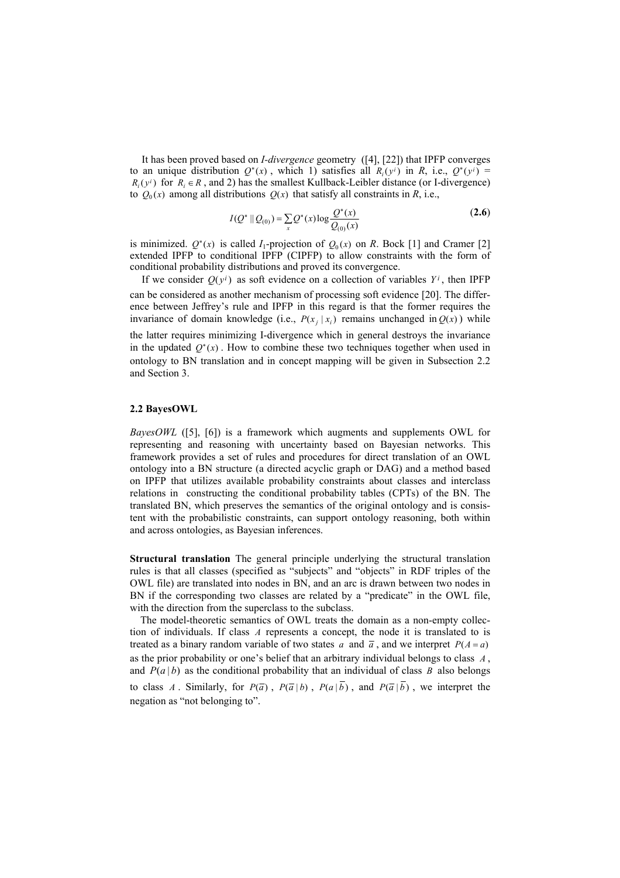It has been proved based on *I-divergence* geometry ([4], [22]) that IPFP converges to an unique distribution $Q^*(x)$, which 1) satisfies all $R_i(y^i)$ in *R*, i.e., $Q^*(y^i) = R_i(y^i)$ for $R_i \in R$, and 2) has the smallest Kullback-Leibler distance (or I-divergence) to $Q_0(x)$ among all distributions $Q(x)$ that satisfy all constraints in *R*, i.e.,

$$I(Q^* \| Q_{(0)}) = \sum_x Q^*(x) \log \frac{Q^*(x)}{Q_{(0)}(x)} \tag{2.6}$$

is minimized. $Q^*(x)$ is called $I_1$-projection of $Q_0(x)$ on *R*. Bock [1] and Cramer [2] extended IPFP to conditional IPFP (CIPFP) to allow constraints with the form of conditional probability distributions and proved its convergence.

If we consider $Q(y^i)$ as soft evidence on a collection of variables $Y^i$, then IPFP can be considered as another mechanism of processing soft evidence [20]. The difference between Jeffrey's rule and IPFP in this regard is that the former requires the invariance of domain knowledge (i.e., $P(x_j | x_i)$ remains unchanged in $Q(x)$) while the latter requires minimizing I-divergence which in general destroys the invariance in the updated $Q^*(x)$. How to combine these two techniques together when used in ontology to BN translation and in concept mapping will be given in Subsection 2.2 and Section 3.

### 2.2 BayesOWL

*BayesOWL* ([5], [6]) is a framework which augments and supplements OWL for representing and reasoning with uncertainty based on Bayesian networks. This framework provides a set of rules and procedures for direct translation of an OWL ontology into a BN structure (a directed acyclic graph or DAG) and a method based on IPFP that utilizes available probability constraints about classes and interclass relations in constructing the conditional probability tables (CPTs) of the BN. The translated BN, which preserves the semantics of the original ontology and is consistent with the probabilistic constraints, can support ontology reasoning, both within and across ontologies, as Bayesian inferences.

**Structural translation** The general principle underlying the structural translation rules is that all classes (specified as "subjects" and "objects" in RDF triples of the OWL file) are translated into nodes in BN, and an arc is drawn between two nodes in BN if the corresponding two classes are related by a "predicate" in the OWL file, with the direction from the superclass to the subclass.

The model-theoretic semantics of OWL treats the domain as a non-empty collection of individuals. If class $A$ represents a concept, the node it is translated to is treated as a binary random variable of two states $a$ and $\overline{a}$, and we interpret $P(A = a)$ as the prior probability or one's belief that an arbitrary individual belongs to class $A$, and $P(a | b)$ as the conditional probability that an individual of class $B$ also belongs to class $A$. Similarly, for $P(\overline{a})$, $P(\overline{a} | b)$, $P(a | \overline{b})$, and $P(\overline{a} | \overline{b})$, we interpret the negation as "not belonging to".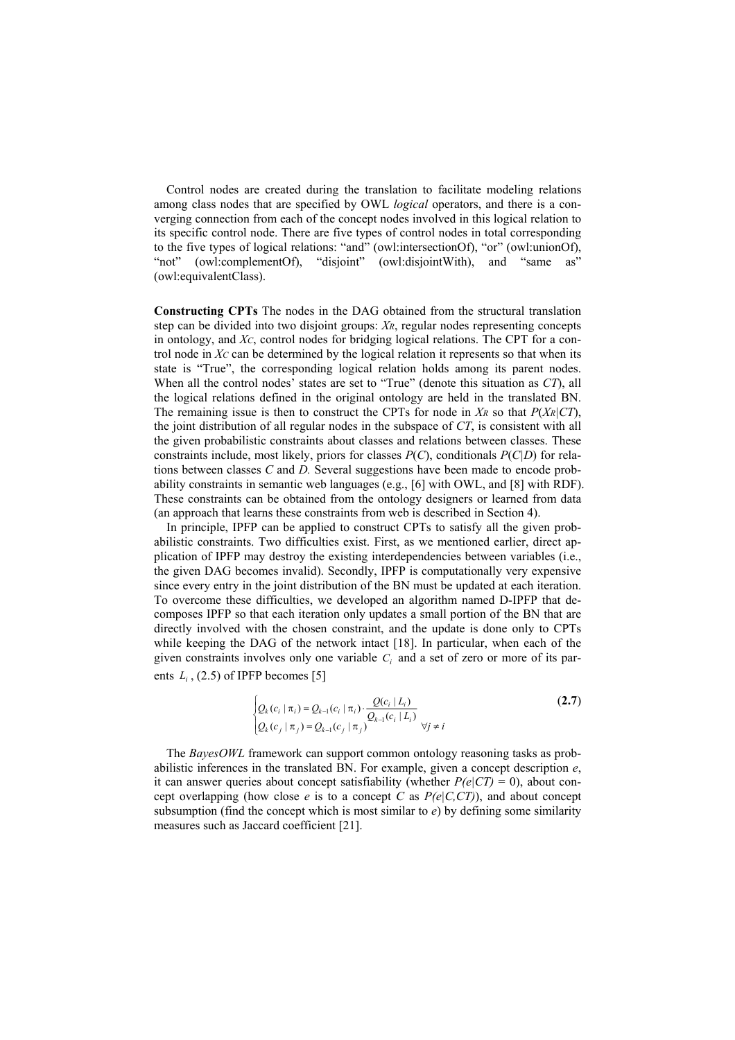Control nodes are created during the translation to facilitate modeling relations among class nodes that are specified by OWL *logical* operators, and there is a converging connection from each of the concept nodes involved in this logical relation to its specific control node. There are five types of control nodes in total corresponding to the five types of logical relations: "and" (owl:intersectionOf), "or" (owl:unionOf), "not" (owl:complementOf), "disjoint" (owl:disjointWith), and "same as" (owl:equivalentClass).

**Constructing CPTs** The nodes in the DAG obtained from the structural translation step can be divided into two disjoint groups: $X_R$, regular nodes representing concepts in ontology, and $X_C$, control nodes for bridging logical relations. The CPT for a control node in $X_C$ can be determined by the logical relation it represents so that when its state is "True", the corresponding logical relation holds among its parent nodes. When all the control nodes' states are set to "True" (denote this situation as *CT*), all the logical relations defined in the original ontology are held in the translated BN. The remaining issue is then to construct the CPTs for node in $X_R$ so that $P(X_R|CT)$, the joint distribution of all regular nodes in the subspace of *CT*, is consistent with all the given probabilistic constraints about classes and relations between classes. These constraints include, most likely, priors for classes $P(C)$, conditionals $P(C|D)$ for relations between classes *C* and *D.* Several suggestions have been made to encode probability constraints in semantic web languages (e.g., [6] with OWL, and [8] with RDF). These constraints can be obtained from the ontology designers or learned from data (an approach that learns these constraints from web is described in Section 4).

In principle, IPFP can be applied to construct CPTs to satisfy all the given probabilistic constraints. Two difficulties exist. First, as we mentioned earlier, direct application of IPFP may destroy the existing interdependencies between variables (i.e., the given DAG becomes invalid). Secondly, IPFP is computationally very expensive since every entry in the joint distribution of the BN must be updated at each iteration. To overcome these difficulties, we developed an algorithm named D-IPFP that decomposes IPFP so that each iteration only updates a small portion of the BN that are directly involved with the chosen constraint, and the update is done only to CPTs while keeping the DAG of the network intact [18]. In particular, when each of the given constraints involves only one variable $C_i$ and a set of zero or more of its parents $L_i$, (2.5) of IPFP becomes [5]

$$\begin{cases} Q_k(c_i \mid \pi_i) = Q_{k-1}(c_i \mid \pi_i) \cdot \dfrac{Q(c_i \mid L_i)}{Q_{k-1}(c_i \mid L_i)} \\ Q_k(c_j \mid \pi_j) = Q_{k-1}(c_j \mid \pi_j) \quad \forall j \neq i \end{cases} \tag{2.7}$$

The *BayesOWL* framework can support common ontology reasoning tasks as probabilistic inferences in the translated BN. For example, given a concept description *e*, it can answer queries about concept satisfiability (whether $P(e|CT) = 0$), about concept overlapping (how close *e* is to a concept *C* as $P(e|C,CT)$), and about concept subsumption (find the concept which is most similar to *e*) by defining some similarity measures such as Jaccard coefficient [21].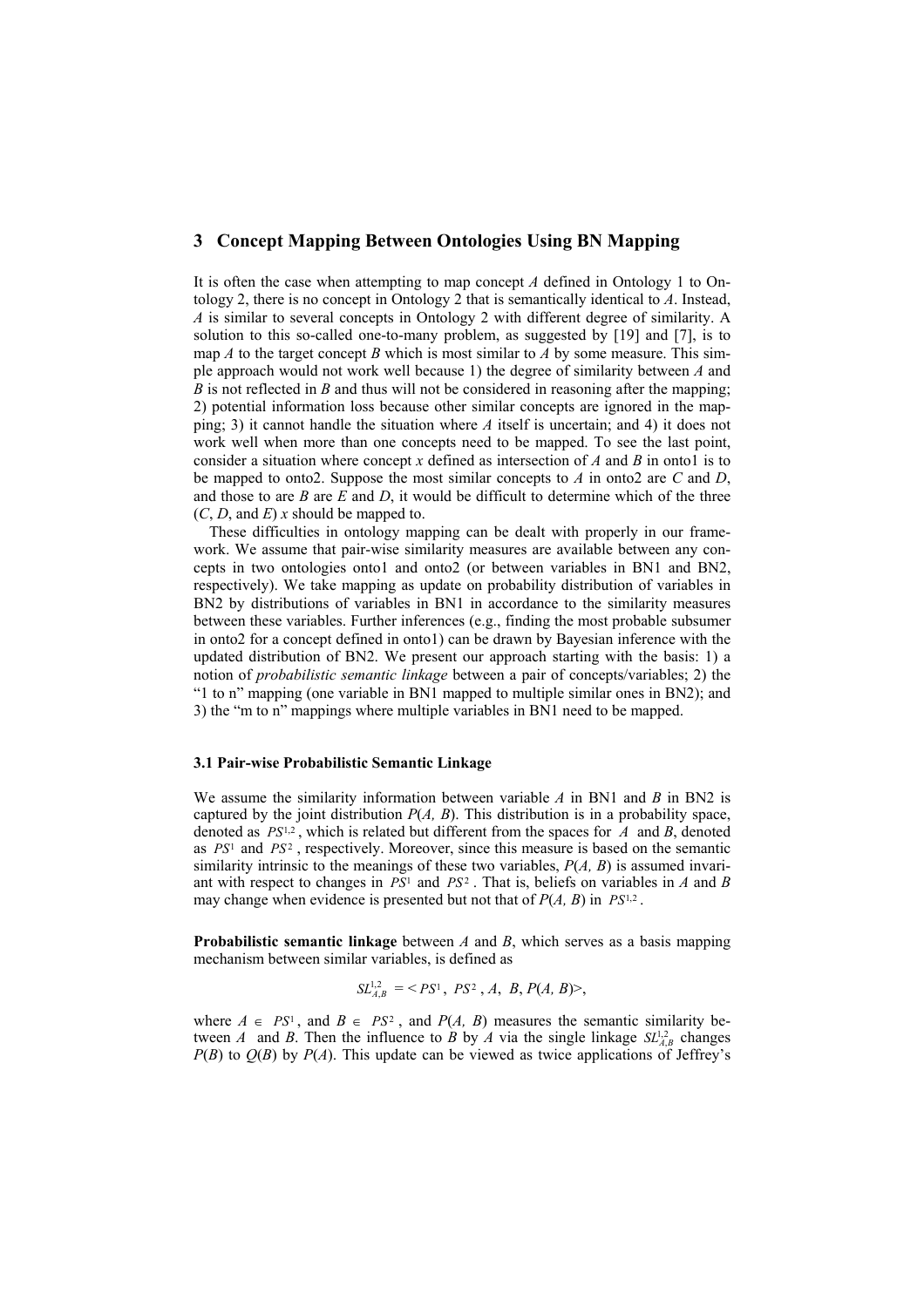## 3 Concept Mapping Between Ontologies Using BN Mapping

It is often the case when attempting to map concept *A* defined in Ontology 1 to Ontology 2, there is no concept in Ontology 2 that is semantically identical to *A*. Instead, *A* is similar to several concepts in Ontology 2 with different degree of similarity. A solution to this so-called one-to-many problem, as suggested by [19] and [7], is to map *A* to the target concept *B* which is most similar to *A* by some measure. This simple approach would not work well because 1) the degree of similarity between *A* and *B* is not reflected in *B* and thus will not be considered in reasoning after the mapping; 2) potential information loss because other similar concepts are ignored in the mapping; 3) it cannot handle the situation where *A* itself is uncertain; and 4) it does not work well when more than one concepts need to be mapped. To see the last point, consider a situation where concept *x* defined as intersection of *A* and *B* in onto1 is to be mapped to onto2. Suppose the most similar concepts to *A* in onto2 are *C* and *D*, and those to are *B* are *E* and *D*, it would be difficult to determine which of the three (*C*, *D*, and *E*) *x* should be mapped to.

These difficulties in ontology mapping can be dealt with properly in our framework. We assume that pair-wise similarity measures are available between any concepts in two ontologies onto1 and onto2 (or between variables in BN1 and BN2, respectively). We take mapping as update on probability distribution of variables in BN2 by distributions of variables in BN1 in accordance to the similarity measures between these variables. Further inferences (e.g., finding the most probable subsumer in onto2 for a concept defined in onto1) can be drawn by Bayesian inference with the updated distribution of BN2. We present our approach starting with the basis: 1) a notion of *probabilistic semantic linkage* between a pair of concepts/variables; 2) the "1 to n" mapping (one variable in BN1 mapped to multiple similar ones in BN2); and 3) the "m to n" mappings where multiple variables in BN1 need to be mapped.

### 3.1 Pair-wise Probabilistic Semantic Linkage

We assume the similarity information between variable *A* in BN1 and *B* in BN2 is captured by the joint distribution $P(A, B)$. This distribution is in a probability space, denoted as $PS^{1,2}$, which is related but different from the spaces for *A* and *B*, denoted as $PS^1$ and $PS^2$, respectively. Moreover, since this measure is based on the semantic similarity intrinsic to the meanings of these two variables, $P(A, B)$ is assumed invariant with respect to changes in $PS^1$ and $PS^2$. That is, beliefs on variables in *A* and *B* may change when evidence is presented but not that of $P(A, B)$ in $PS^{1,2}$.

**Probabilistic semantic linkage** between *A* and *B*, which serves as a basis mapping mechanism between similar variables, is defined as

$$SL^{1,2}_{A,B} = \langle PS^1,\ PS^2,\ A,\ B,\ P(A, B)\rangle,$$

where $A \in PS^1$, and $B \in PS^2$, and $P(A, B)$ measures the semantic similarity between *A* and *B*. Then the influence to *B* by *A* via the single linkage $SL^{1,2}_{A,B}$ changes $P(B)$ to $Q(B)$ by $P(A)$. This update can be viewed as twice applications of Jeffrey's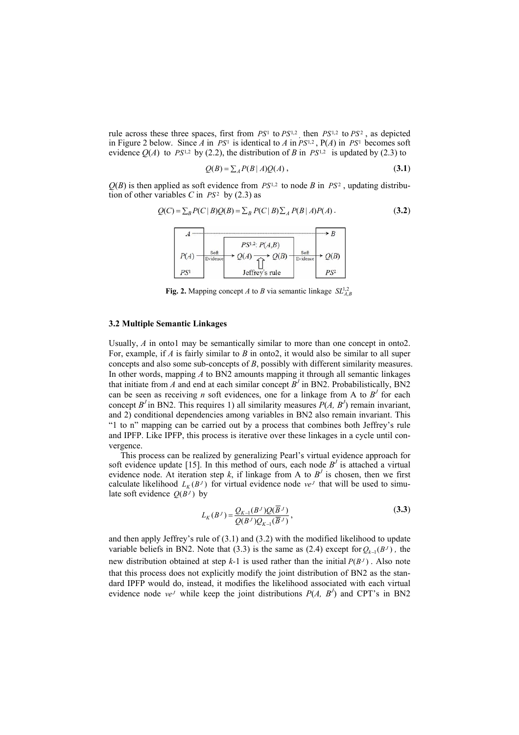rule across these three spaces, first from $PS^1$ to $PS^{1,2}$, then $PS^{1,2}$ to $PS^2$, as depicted in Figure 2 below. Since *A* in $PS^1$ is identical to *A* in $PS^{1,2}$, P(*A*) in $PS^1$ becomes soft evidence *Q*(*A*) to $PS^{1,2}$ by (2.2), the distribution of *B* in $PS^{1,2}$ is updated by (2.3) to

$$Q(B) = \sum_A P(B \mid A) Q(A) , \tag{3.1}$$

*Q*(*B*) is then applied as soft evidence from $PS^{1,2}$ to node *B* in $PS^2$, updating distribution of other variables *C* in $PS^2$ by (2.3) as

$$Q(C) = \sum_B P(C \mid B) Q(B) = \sum_B P(C \mid B) \sum_A P(B \mid A) P(A) . \tag{3.2}$$

**Fig. 2.** Mapping concept *A* to *B* via semantic linkage $SL^{1,2}_{A,B}$

### 3.2 Multiple Semantic Linkages

Usually, *A* in onto1 may be semantically similar to more than one concept in onto2. For, example, if *A* is fairly similar to *B* in onto2, it would also be similar to all super concepts and also some sub-concepts of *B*, possibly with different similarity measures. In other words, mapping *A* to BN2 amounts mapping it through all semantic linkages that initiate from *A* and end at each similar concept $B^J$ in BN2. Probabilistically, BN2 can be seen as receiving *n* soft evidences, one for a linkage from A to $B^J$ for each concept $B^J$ in BN2. This requires 1) all similarity measures $P(A, B^J)$ remain invariant, and 2) conditional dependencies among variables in BN2 also remain invariant. This "1 to n" mapping can be carried out by a process that combines both Jeffrey's rule and IPFP. Like IPFP, this process is iterative over these linkages in a cycle until convergence.

This process can be realized by generalizing Pearl's virtual evidence approach for soft evidence update [15]. In this method of ours, each node $B^J$ is attached a virtual evidence node. At iteration step *k*, if linkage from A to $B^J$ is chosen, then we first calculate likelihood $L_K(B^J)$ for virtual evidence node $ve^J$ that will be used to simulate soft evidence $Q(B^J)$ by

$$L_K(B^J) = \frac{Q_{K-1}(B^J) Q(\overline{B}^J)}{Q(B^J) Q_{K-1}(\overline{B}^J)} , \tag{3.3}$$

and then apply Jeffrey's rule of (3.1) and (3.2) with the modified likelihood to update variable beliefs in BN2. Note that (3.3) is the same as (2.4) except for $Q_{k-1}(B^J)$, the new distribution obtained at step *k*-1 is used rather than the initial $P(B^J)$. Also note that this process does not explicitly modify the joint distribution of BN2 as the standard IPFP would do, instead, it modifies the likelihood associated with each virtual evidence node $ve^J$ while keep the joint distributions $P(A, B^J)$ and CPT's in BN2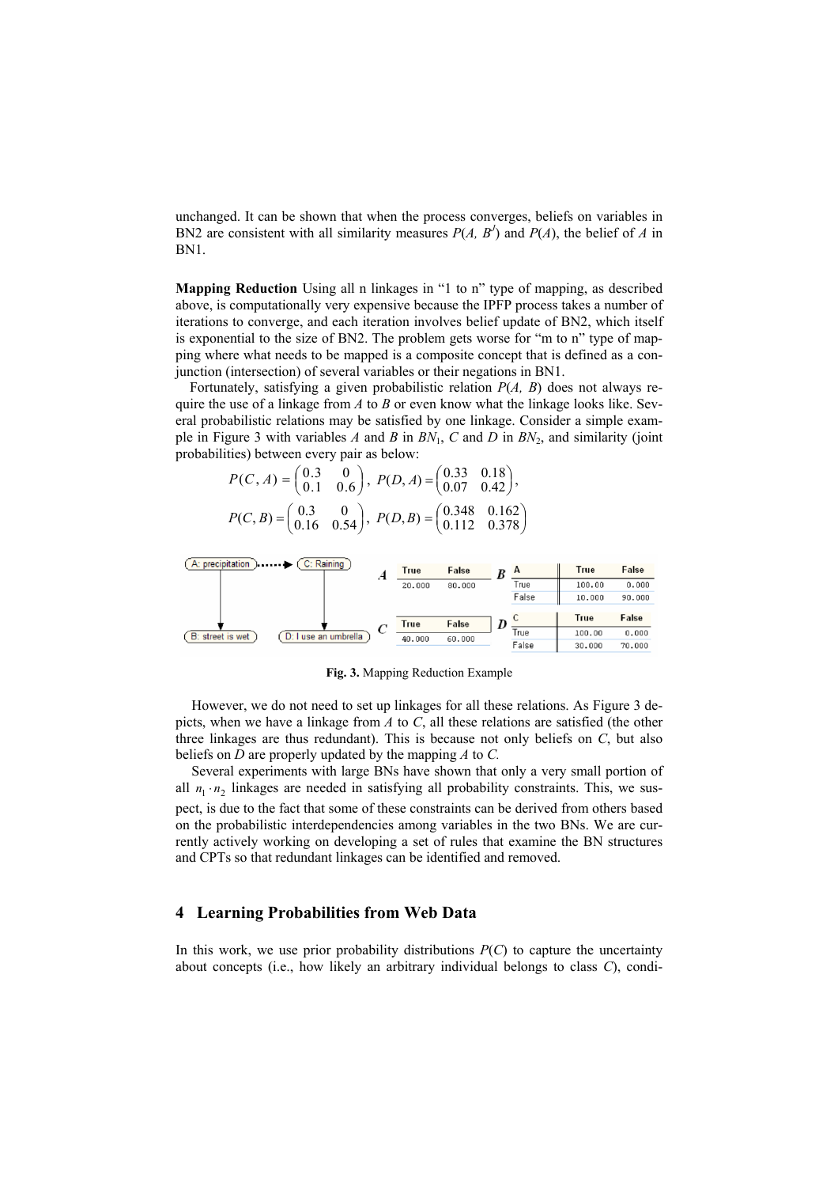unchanged. It can be shown that when the process converges, beliefs on variables in BN2 are consistent with all similarity measures $P(A, B^j)$ and $P(A)$, the belief of $A$ in BN1.

**Mapping Reduction** Using all n linkages in "1 to n" type of mapping, as described above, is computationally very expensive because the IPFP process takes a number of iterations to converge, and each iteration involves belief update of BN2, which itself is exponential to the size of BN2. The problem gets worse for "m to n" type of mapping where what needs to be mapped is a composite concept that is defined as a conjunction (intersection) of several variables or their negations in BN1.

Fortunately, satisfying a given probabilistic relation $P(A, B)$ does not always require the use of a linkage from $A$ to $B$ or even know what the linkage looks like. Several probabilistic relations may be satisfied by one linkage. Consider a simple example in Figure 3 with variables $A$ and $B$ in $BN_1$, $C$ and $D$ in $BN_2$, and similarity (joint probabilities) between every pair as below:

$$P(C,A) = \begin{pmatrix} 0.3 & 0 \\ 0.1 & 0.6 \end{pmatrix},\ P(D,A) = \begin{pmatrix} 0.33 & 0.18 \\ 0.07 & 0.42 \end{pmatrix},$$

$$P(C,B) = \begin{pmatrix} 0.3 & 0 \\ 0.16 & 0.54 \end{pmatrix},\ P(D,B) = \begin{pmatrix} 0.348 & 0.162 \\ 0.112 & 0.378 \end{pmatrix}$$

A: precipitation → C: Raining (mapping); A → B: street is wet; C → D: I use an umbrella

**A**

| True | False |
|---|---|
| 20.000 | 80.000 |

**B**

| A | True | False |
|---|---|---|
| True | 100.00 | 0.000 |
| False | 10.000 | 90.000 |

**C**

| True | False |
|---|---|
| 40.000 | 60.000 |

**D**

| C | True | False |
|---|---|---|
| True | 100.00 | 0.000 |
| False | 30.000 | 70.000 |

**Fig. 3.** Mapping Reduction Example

However, we do not need to set up linkages for all these relations. As Figure 3 depicts, when we have a linkage from $A$ to $C$, all these relations are satisfied (the other three linkages are thus redundant). This is because not only beliefs on $C$, but also beliefs on $D$ are properly updated by the mapping $A$ to $C$.

Several experiments with large BNs have shown that only a very small portion of all $n_1 \cdot n_2$ linkages are needed in satisfying all probability constraints. This, we suspect, is due to the fact that some of these constraints can be derived from others based on the probabilistic interdependencies among variables in the two BNs. We are currently actively working on developing a set of rules that examine the BN structures and CPTs so that redundant linkages can be identified and removed.

## 4 Learning Probabilities from Web Data

In this work, we use prior probability distributions $P(C)$ to capture the uncertainty about concepts (i.e., how likely an arbitrary individual belongs to class $C$), condi-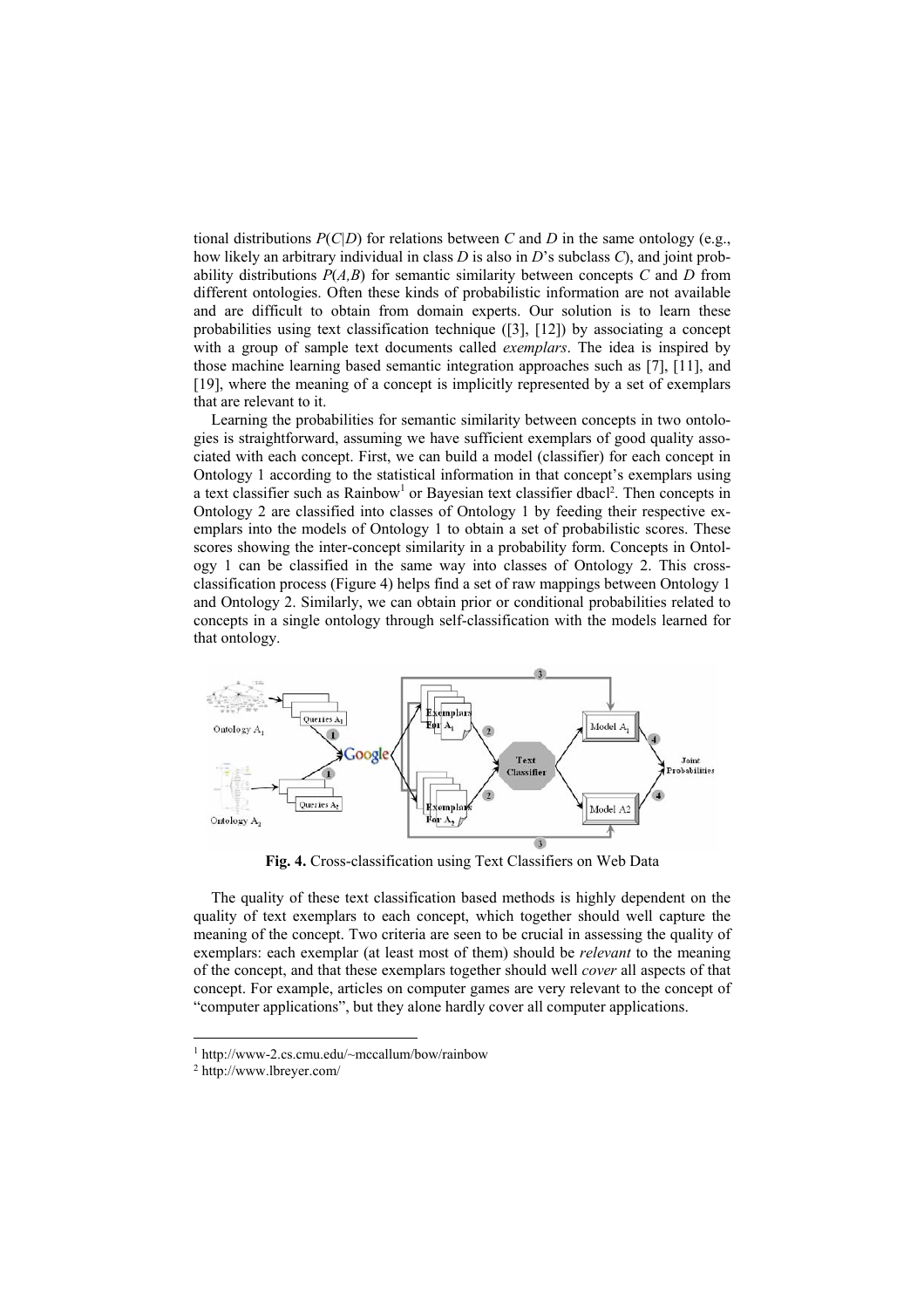tional distributions $P(C|D)$ for relations between $C$ and $D$ in the same ontology (e.g., how likely an arbitrary individual in class $D$ is also in $D$'s subclass $C$), and joint probability distributions $P(A,B)$ for semantic similarity between concepts $C$ and $D$ from different ontologies. Often these kinds of probabilistic information are not available and are difficult to obtain from domain experts. Our solution is to learn these probabilities using text classification technique ([3], [12]) by associating a concept with a group of sample text documents called *exemplars*. The idea is inspired by those machine learning based semantic integration approaches such as [7], [11], and [19], where the meaning of a concept is implicitly represented by a set of exemplars that are relevant to it.

Learning the probabilities for semantic similarity between concepts in two ontologies is straightforward, assuming we have sufficient exemplars of good quality associated with each concept. First, we can build a model (classifier) for each concept in Ontology 1 according to the statistical information in that concept's exemplars using a text classifier such as Rainbow[1] or Bayesian text classifier dbacl[2]. Then concepts in Ontology 2 are classified into classes of Ontology 1 by feeding their respective exemplars into the models of Ontology 1 to obtain a set of probabilistic scores. These scores showing the inter-concept similarity in a probability form. Concepts in Ontology 1 can be classified in the same way into classes of Ontology 2. This cross-classification process (Figure 4) helps find a set of raw mappings between Ontology 1 and Ontology 2. Similarly, we can obtain prior or conditional probabilities related to concepts in a single ontology through self-classification with the models learned for that ontology.

**Fig. 4.** Cross-classification using Text Classifiers on Web Data

The quality of these text classification based methods is highly dependent on the quality of text exemplars to each concept, which together should well capture the meaning of the concept. Two criteria are seen to be crucial in assessing the quality of exemplars: each exemplar (at least most of them) should be *relevant* to the meaning of the concept, and that these exemplars together should well *cover* all aspects of that concept. For example, articles on computer games are very relevant to the concept of "computer applications", but they alone hardly cover all computer applications.

[1] http://www-2.cs.cmu.edu/~mccallum/bow/rainbow

[2] http://www.lbreyer.com/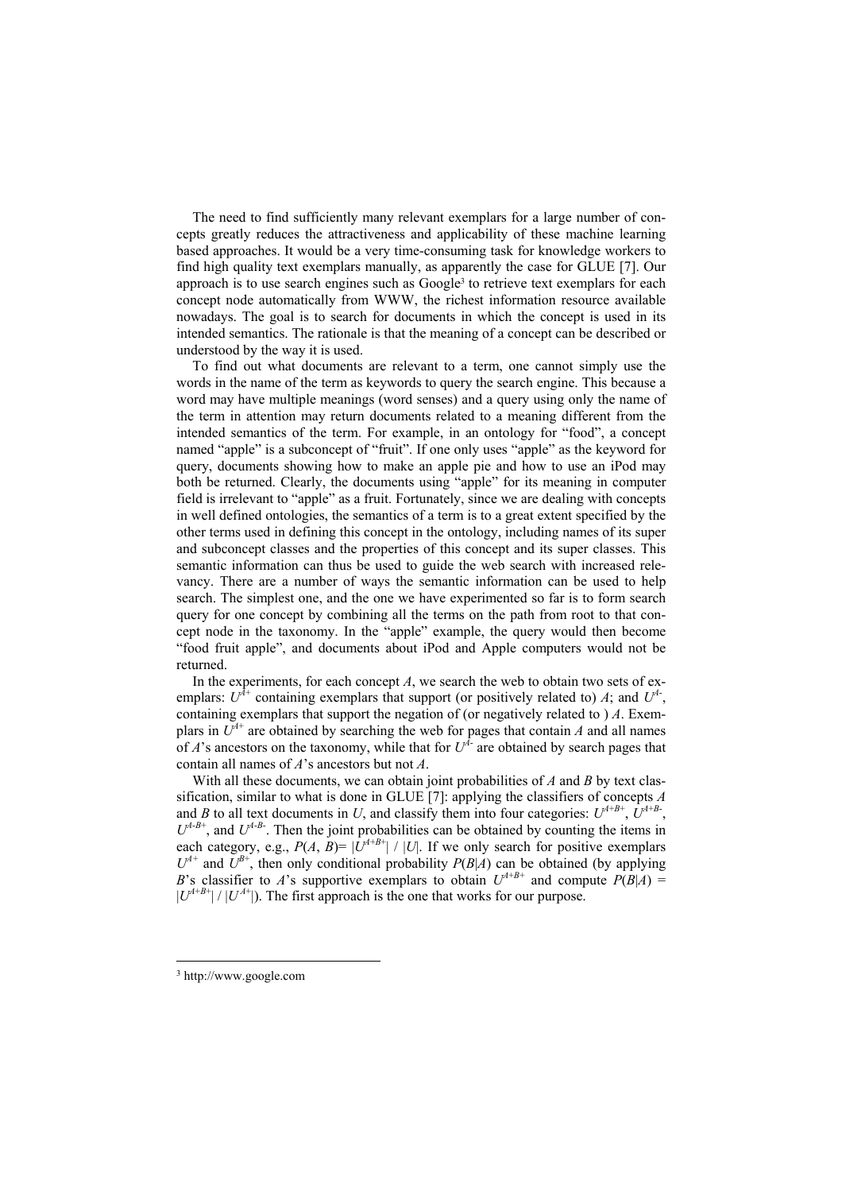The need to find sufficiently many relevant exemplars for a large number of concepts greatly reduces the attractiveness and applicability of these machine learning based approaches. It would be a very time-consuming task for knowledge workers to find high quality text exemplars manually, as apparently the case for GLUE [7]. Our approach is to use search engines such as Google[3] to retrieve text exemplars for each concept node automatically from WWW, the richest information resource available nowadays. The goal is to search for documents in which the concept is used in its intended semantics. The rationale is that the meaning of a concept can be described or understood by the way it is used.

To find out what documents are relevant to a term, one cannot simply use the words in the name of the term as keywords to query the search engine. This because a word may have multiple meanings (word senses) and a query using only the name of the term in attention may return documents related to a meaning different from the intended semantics of the term. For example, in an ontology for "food", a concept named "apple" is a subconcept of "fruit". If one only uses "apple" as the keyword for query, documents showing how to make an apple pie and how to use an iPod may both be returned. Clearly, the documents using "apple" for its meaning in computer field is irrelevant to "apple" as a fruit. Fortunately, since we are dealing with concepts in well defined ontologies, the semantics of a term is to a great extent specified by the other terms used in defining this concept in the ontology, including names of its super and subconcept classes and the properties of this concept and its super classes. This semantic information can thus be used to guide the web search with increased relevancy. There are a number of ways the semantic information can be used to help search. The simplest one, and the one we have experimented so far is to form search query for one concept by combining all the terms on the path from root to that concept node in the taxonomy. In the "apple" example, the query would then become "food fruit apple", and documents about iPod and Apple computers would not be returned.

In the experiments, for each concept $A$, we search the web to obtain two sets of exemplars: $U^{A+}$ containing exemplars that support (or positively related to) $A$; and $U^{A-}$, containing exemplars that support the negation of (or negatively related to ) $A$. Exemplars in $U^{A+}$ are obtained by searching the web for pages that contain $A$ and all names of $A$'s ancestors on the taxonomy, while that for $U^{A-}$ are obtained by search pages that contain all names of $A$'s ancestors but not $A$.

With all these documents, we can obtain joint probabilities of $A$ and $B$ by text classification, similar to what is done in GLUE [7]: applying the classifiers of concepts $A$ and $B$ to all text documents in $U$, and classify them into four categories: $U^{A+B+}$, $U^{A+B-}$, $U^{A-B+}$, and $U^{A-B-}$. Then the joint probabilities can be obtained by counting the items in each category, e.g., $P(A, B) = |U^{A+B+}| / |U|$. If we only search for positive exemplars $U^{A+}$ and $U^{B+}$, then only conditional probability $P(B|A)$ can be obtained (by applying $B$'s classifier to $A$'s supportive exemplars to obtain $U^{A+B+}$ and compute $P(B|A) = |U^{A+B+}| / |U^{A+}|$). The first approach is the one that works for our purpose.

---

[3] http://www.google.com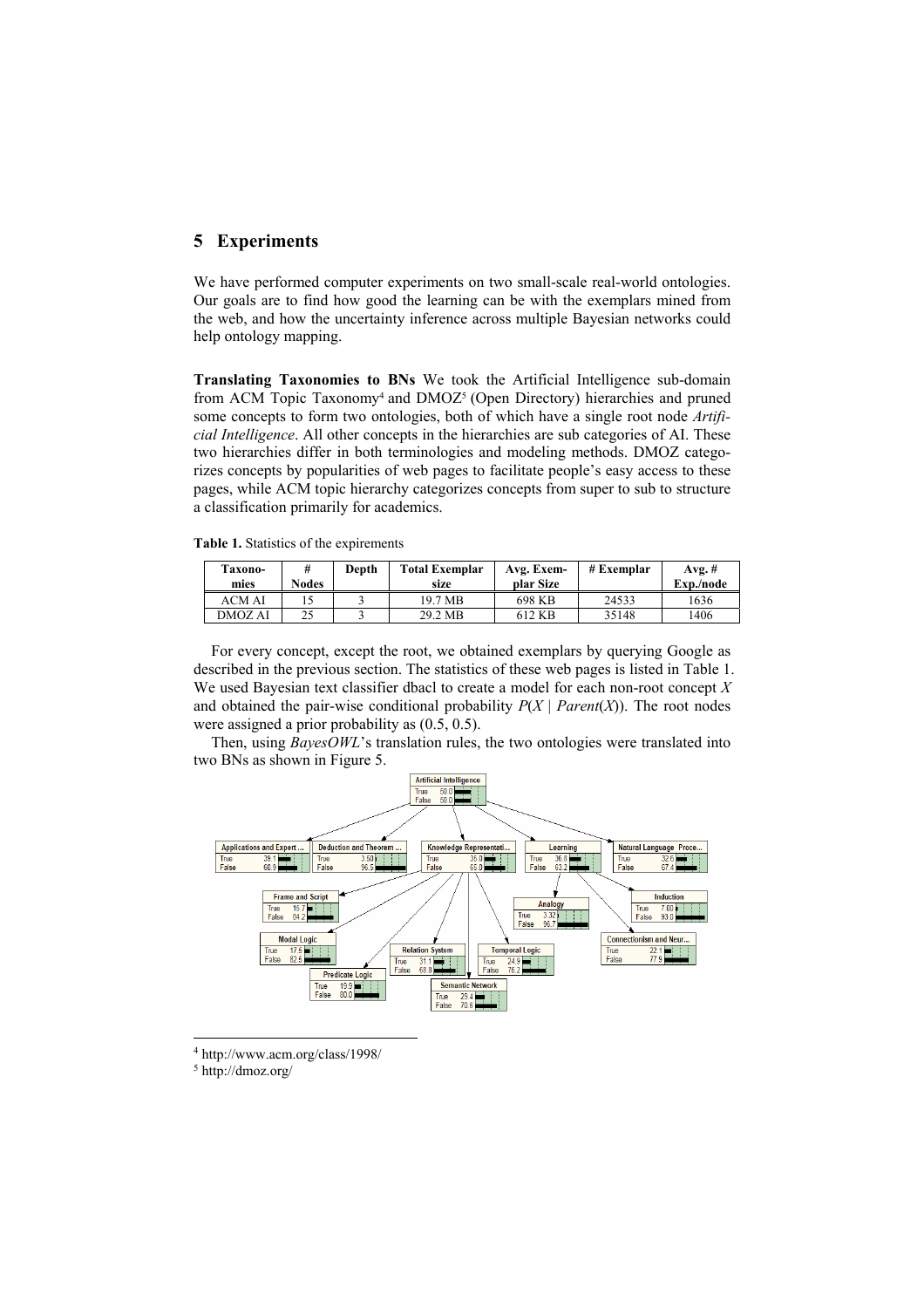## 5 Experiments

We have performed computer experiments on two small-scale real-world ontologies. Our goals are to find how good the learning can be with the exemplars mined from the web, and how the uncertainty inference across multiple Bayesian networks could help ontology mapping.

**Translating Taxonomies to BNs** We took the Artificial Intelligence sub-domain from ACM Topic Taxonomy[4] and DMOZ[5] (Open Directory) hierarchies and pruned some concepts to form two ontologies, both of which have a single root node *Artificial Intelligence*. All other concepts in the hierarchies are sub categories of AI. These two hierarchies differ in both terminologies and modeling methods. DMOZ categorizes concepts by popularities of web pages to facilitate people's easy access to these pages, while ACM topic hierarchy categorizes concepts from super to sub to structure a classification primarily for academics.

**Table 1.** Statistics of the expirements

| Taxonomies | # Nodes | Depth | Total Exemplar size | Avg. Exemplar Size | # Exemplar | Avg. # Exp./node |
|---|---|---|---|---|---|---|
| ACM AI | 15 | 3 | 19.7 MB | 698 KB | 24533 | 1636 |
| DMOZ AI | 25 | 3 | 29.2 MB | 612 KB | 35148 | 1406 |

For every concept, except the root, we obtained exemplars by querying Google as described in the previous section. The statistics of these web pages is listed in Table 1. We used Bayesian text classifier dbacl to create a model for each non-root concept $X$ and obtained the pair-wise conditional probability $P(X \mid Parent(X))$. The root nodes were assigned a prior probability as (0.5, 0.5).

Then, using *BayesOWL*'s translation rules, the two ontologies were translated into two BNs as shown in Figure 5.

---

[4] http://www.acm.org/class/1998/

[5] http://dmoz.org/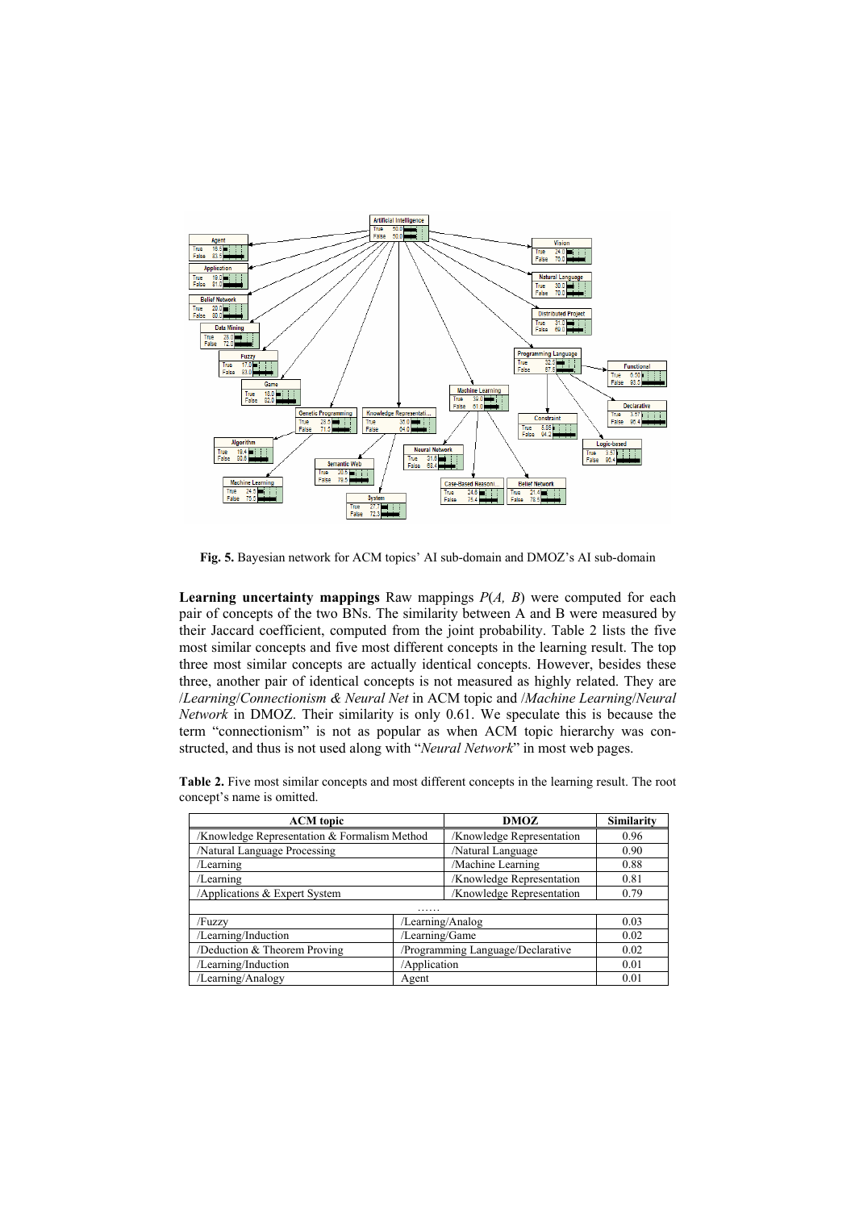**Fig. 5.** Bayesian network for ACM topics' AI sub-domain and DMOZ's AI sub-domain

**Learning uncertainty mappings** Raw mappings *P*(*A, B*) were computed for each pair of concepts of the two BNs. The similarity between A and B were measured by their Jaccard coefficient, computed from the joint probability. Table 2 lists the five most similar concepts and five most different concepts in the learning result. The top three most similar concepts are actually identical concepts. However, besides these three, another pair of identical concepts is not measured as highly related. They are /*Learning*/*Connectionism & Neural Net* in ACM topic and /*Machine Learning*/*Neural Network* in DMOZ. Their similarity is only 0.61. We speculate this is because the term "connectionism" is not as popular as when ACM topic hierarchy was constructed, and thus is not used along with "*Neural Network*" in most web pages.

**Table 2.** Five most similar concepts and most different concepts in the learning result. The root concept's name is omitted.

| ACM topic | DMOZ | Similarity |
|---|---|---|
| /Knowledge Representation & Formalism Method | /Knowledge Representation | 0.96 |
| /Natural Language Processing | /Natural Language | 0.90 |
| /Learning | /Machine Learning | 0.88 |
| /Learning | /Knowledge Representation | 0.81 |
| /Applications & Expert System | /Knowledge Representation | 0.79 |
| …… | | |
| /Fuzzy | /Learning/Analog | 0.03 |
| /Learning/Induction | /Learning/Game | 0.02 |
| /Deduction & Theorem Proving | /Programming Language/Declarative | 0.02 |
| /Learning/Induction | /Application | 0.01 |
| /Learning/Analogy | Agent | 0.01 |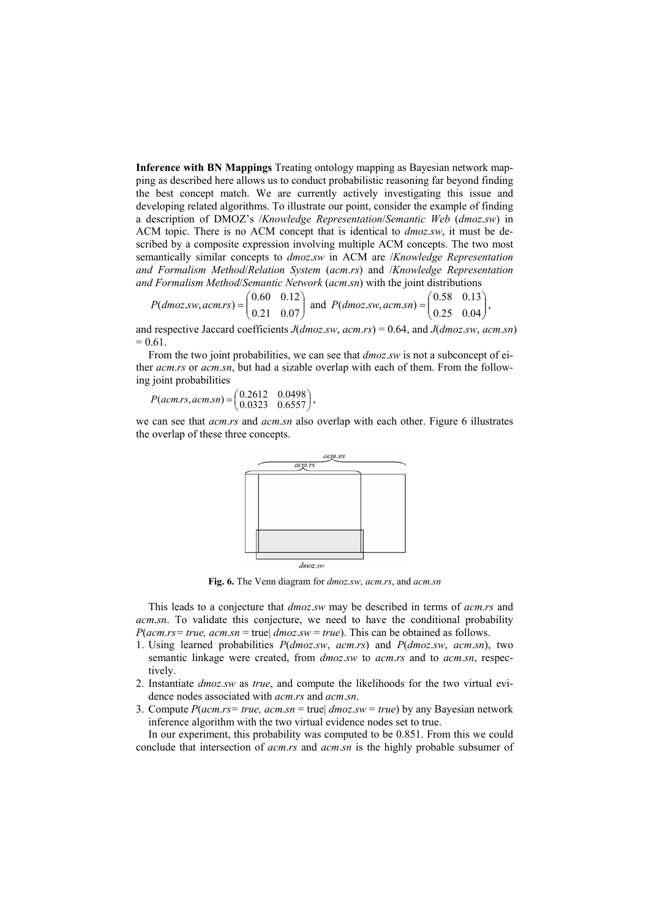**Inference with BN Mappings** Treating ontology mapping as Bayesian network mapping as described here allows us to conduct probabilistic reasoning far beyond finding the best concept match. We are currently actively investigating this issue and developing related algorithms. To illustrate our point, consider the example of finding a description of DMOZ's /*Knowledge Representation*/*Semantic Web* (*dmoz.sw*) in ACM topic. There is no ACM concept that is identical to *dmoz.sw*, it must be described by a composite expression involving multiple ACM concepts. The two most semantically similar concepts to *dmoz.sw* in ACM are /*Knowledge Representation and Formalism Method*/*Relation System* (*acm.rs*) and /*Knowledge Representation and Formalism Method*/*Semantic Network* (*acm.sn*) with the joint distributions

$$P(dmoz.sw, acm.rs) = \begin{pmatrix} 0.60 & 0.12 \\ 0.21 & 0.07 \end{pmatrix} \text{ and } P(dmoz.sw, acm.sn) = \begin{pmatrix} 0.58 & 0.13 \\ 0.25 & 0.04 \end{pmatrix},$$

and respective Jaccard coefficients $J(dmoz.sw, acm.rs) = 0.64$, and $J(dmoz.sw, acm.sn) = 0.61$.

From the two joint probabilities, we can see that *dmoz.sw* is not a subconcept of either *acm.rs* or *acm.sn*, but had a sizable overlap with each of them. From the following joint probabilities

$$P(acm.rs, acm.sn) = \begin{pmatrix} 0.2612 & 0.0498 \\ 0.0323 & 0.6557 \end{pmatrix},$$

we can see that *acm.rs* and *acm.sn* also overlap with each other. Figure 6 illustrates the overlap of these three concepts.

**Fig. 6.** The Venn diagram for *dmoz.sw*, *acm.rs*, and *acm.sn*

This leads to a conjecture that *dmoz.sw* may be described in terms of *acm.rs* and *acm.sn*. To validate this conjecture, we need to have the conditional probability $P(acm.rs = true, acm.sn = \text{true} | dmoz.sw = true)$. This can be obtained as follows.

1. Using learned probabilities $P(dmoz.sw, acm.rs)$ and $P(dmoz.sw, acm.sn)$, two semantic linkage were created, from *dmoz.sw* to *acm.rs* and to *acm.sn*, respectively.
2. Instantiate *dmoz.sw* as *true*, and compute the likelihoods for the two virtual evidence nodes associated with *acm.rs* and *acm.sn*.
3. Compute $P(acm.rs = true, acm.sn = \text{true} | dmoz.sw = true)$ by any Bayesian network inference algorithm with the two virtual evidence nodes set to true.

In our experiment, this probability was computed to be 0.851. From this we could conclude that intersection of *acm.rs* and *acm.sn* is the highly probable subsumer of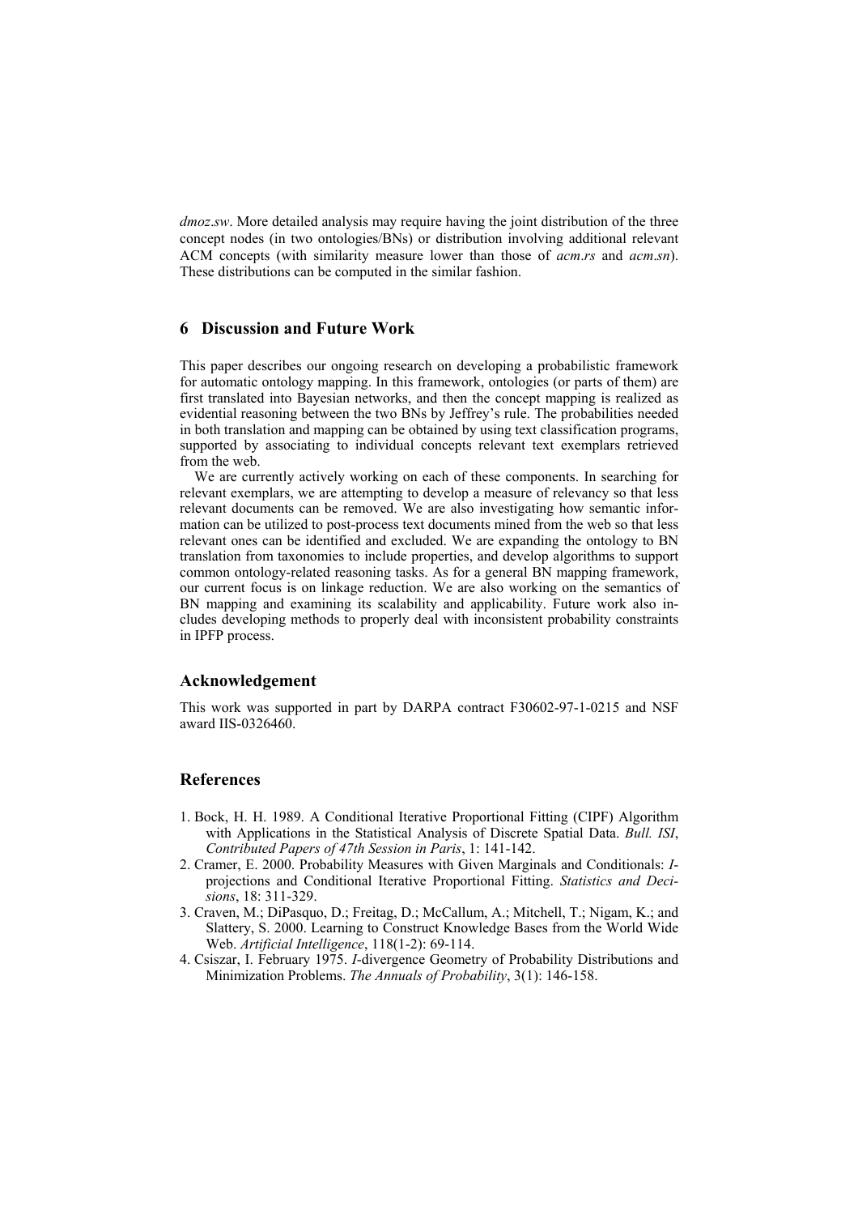*dmoz.sw*. More detailed analysis may require having the joint distribution of the three concept nodes (in two ontologies/BNs) or distribution involving additional relevant ACM concepts (with similarity measure lower than those of *acm.rs* and *acm.sn*). These distributions can be computed in the similar fashion.

## 6 Discussion and Future Work

This paper describes our ongoing research on developing a probabilistic framework for automatic ontology mapping. In this framework, ontologies (or parts of them) are first translated into Bayesian networks, and then the concept mapping is realized as evidential reasoning between the two BNs by Jeffrey's rule. The probabilities needed in both translation and mapping can be obtained by using text classification programs, supported by associating to individual concepts relevant text exemplars retrieved from the web.

We are currently actively working on each of these components. In searching for relevant exemplars, we are attempting to develop a measure of relevancy so that less relevant documents can be removed. We are also investigating how semantic information can be utilized to post-process text documents mined from the web so that less relevant ones can be identified and excluded. We are expanding the ontology to BN translation from taxonomies to include properties, and develop algorithms to support common ontology-related reasoning tasks. As for a general BN mapping framework, our current focus is on linkage reduction. We are also working on the semantics of BN mapping and examining its scalability and applicability. Future work also includes developing methods to properly deal with inconsistent probability constraints in IPFP process.

## Acknowledgement

This work was supported in part by DARPA contract F30602-97-1-0215 and NSF award IIS-0326460.

## References

1. Bock, H. H. 1989. A Conditional Iterative Proportional Fitting (CIPF) Algorithm with Applications in the Statistical Analysis of Discrete Spatial Data. *Bull. ISI, Contributed Papers of 47th Session in Paris*, 1: 141-142.
2. Cramer, E. 2000. Probability Measures with Given Marginals and Conditionals: *I*-projections and Conditional Iterative Proportional Fitting. *Statistics and Decisions*, 18: 311-329.
3. Craven, M.; DiPasquo, D.; Freitag, D.; McCallum, A.; Mitchell, T.; Nigam, K.; and Slattery, S. 2000. Learning to Construct Knowledge Bases from the World Wide Web. *Artificial Intelligence*, 118(1-2): 69-114.
4. Csiszar, I. February 1975. *I*-divergence Geometry of Probability Distributions and Minimization Problems. *The Annuals of Probability*, 3(1): 146-158.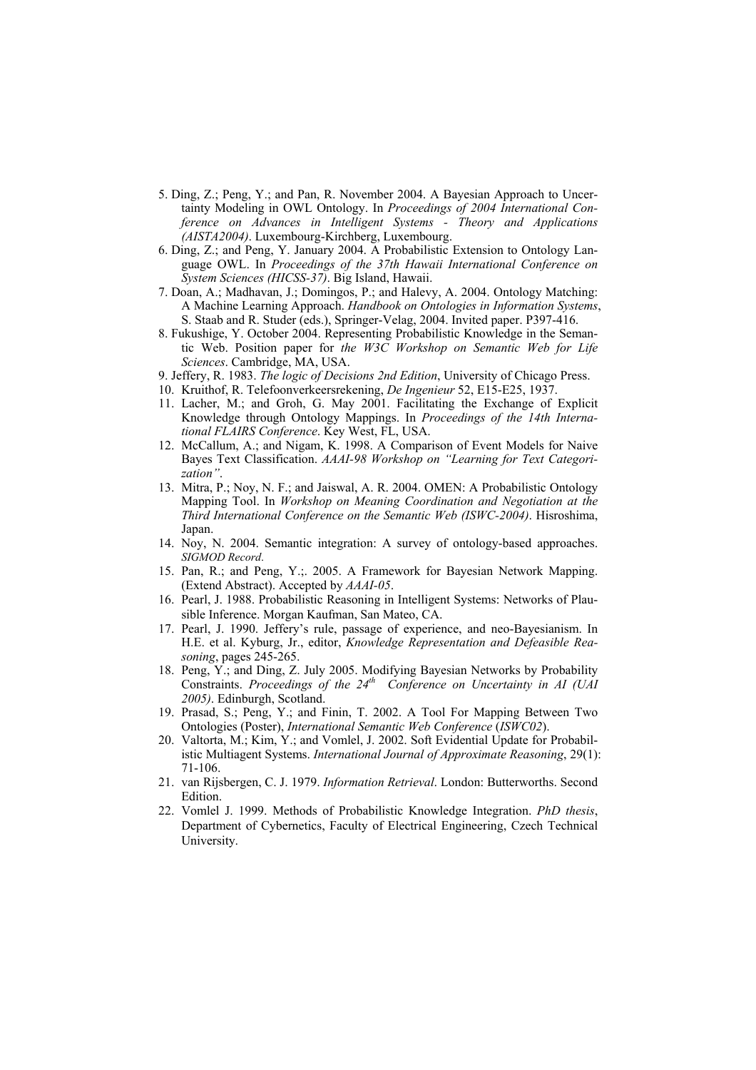5. Ding, Z.; Peng, Y.; and Pan, R. November 2004. A Bayesian Approach to Uncertainty Modeling in OWL Ontology. In *Proceedings of 2004 International Conference on Advances in Intelligent Systems - Theory and Applications (AISTA2004)*. Luxembourg-Kirchberg, Luxembourg.
6. Ding, Z.; and Peng, Y. January 2004. A Probabilistic Extension to Ontology Language OWL. In *Proceedings of the 37th Hawaii International Conference on System Sciences (HICSS-37)*. Big Island, Hawaii.
7. Doan, A.; Madhavan, J.; Domingos, P.; and Halevy, A. 2004. Ontology Matching: A Machine Learning Approach. *Handbook on Ontologies in Information Systems*, S. Staab and R. Studer (eds.), Springer-Velag, 2004. Invited paper. P397-416.
8. Fukushige, Y. October 2004. Representing Probabilistic Knowledge in the Semantic Web. Position paper for *the W3C Workshop on Semantic Web for Life Sciences*. Cambridge, MA, USA.
9. Jeffery, R. 1983. *The logic of Decisions 2nd Edition*, University of Chicago Press.
10. Kruithof, R. Telefoonverkeersrekening, *De Ingenieur* 52, E15-E25, 1937.
11. Lacher, M.; and Groh, G. May 2001. Facilitating the Exchange of Explicit Knowledge through Ontology Mappings. In *Proceedings of the 14th International FLAIRS Conference*. Key West, FL, USA.
12. McCallum, A.; and Nigam, K. 1998. A Comparison of Event Models for Naive Bayes Text Classification. *AAAI-98 Workshop on "Learning for Text Categorization"*.
13. Mitra, P.; Noy, N. F.; and Jaiswal, A. R. 2004. OMEN: A Probabilistic Ontology Mapping Tool. In *Workshop on Meaning Coordination and Negotiation at the Third International Conference on the Semantic Web (ISWC-2004)*. Hisroshima, Japan.
14. Noy, N. 2004. Semantic integration: A survey of ontology-based approaches. *SIGMOD Record*.
15. Pan, R.; and Peng, Y.;. 2005. A Framework for Bayesian Network Mapping. (Extend Abstract). Accepted by *AAAI-05*.
16. Pearl, J. 1988. Probabilistic Reasoning in Intelligent Systems: Networks of Plausible Inference. Morgan Kaufman, San Mateo, CA.
17. Pearl, J. 1990. Jeffery's rule, passage of experience, and neo-Bayesianism. In H.E. et al. Kyburg, Jr., editor, *Knowledge Representation and Defeasible Reasoning*, pages 245-265.
18. Peng, Y.; and Ding, Z. July 2005. Modifying Bayesian Networks by Probability Constraints. *Proceedings of the 24th Conference on Uncertainty in AI (UAI 2005)*. Edinburgh, Scotland.
19. Prasad, S.; Peng, Y.; and Finin, T. 2002. A Tool For Mapping Between Two Ontologies (Poster), *International Semantic Web Conference* (*ISWC02*).
20. Valtorta, M.; Kim, Y.; and Vomlel, J. 2002. Soft Evidential Update for Probabilistic Multiagent Systems. *International Journal of Approximate Reasoning*, 29(1): 71-106.
21. van Rijsbergen, C. J. 1979. *Information Retrieval*. London: Butterworths. Second Edition.
22. Vomlel J. 1999. Methods of Probabilistic Knowledge Integration. *PhD thesis*, Department of Cybernetics, Faculty of Electrical Engineering, Czech Technical University.